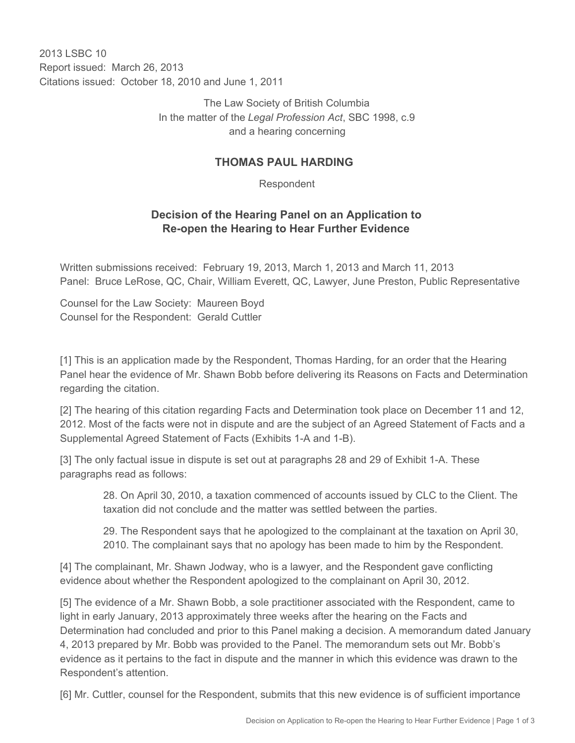2013 LSBC 10
Report issued: March 26, 2013
Citations issued: October 18, 2010 and June 1, 2011

The Law Society of British Columbia
In the matter of the *Legal Profession Act*, SBC 1998, c.9
and a hearing concerning

## THOMAS PAUL HARDING

Respondent

### Decision of the Hearing Panel on an Application to Re-open the Hearing to Hear Further Evidence

Written submissions received: February 19, 2013, March 1, 2013 and March 11, 2013
Panel: Bruce LeRose, QC, Chair, William Everett, QC, Lawyer, June Preston, Public Representative

Counsel for the Law Society: Maureen Boyd
Counsel for the Respondent: Gerald Cuttler

[1] This is an application made by the Respondent, Thomas Harding, for an order that the Hearing Panel hear the evidence of Mr. Shawn Bobb before delivering its Reasons on Facts and Determination regarding the citation.

[2] The hearing of this citation regarding Facts and Determination took place on December 11 and 12, 2012. Most of the facts were not in dispute and are the subject of an Agreed Statement of Facts and a Supplemental Agreed Statement of Facts (Exhibits 1-A and 1-B).

[3] The only factual issue in dispute is set out at paragraphs 28 and 29 of Exhibit 1-A. These paragraphs read as follows:

> 28. On April 30, 2010, a taxation commenced of accounts issued by CLC to the Client. The taxation did not conclude and the matter was settled between the parties.
>
> 29. The Respondent says that he apologized to the complainant at the taxation on April 30, 2010. The complainant says that no apology has been made to him by the Respondent.

[4] The complainant, Mr. Shawn Jodway, who is a lawyer, and the Respondent gave conflicting evidence about whether the Respondent apologized to the complainant on April 30, 2012.

[5] The evidence of a Mr. Shawn Bobb, a sole practitioner associated with the Respondent, came to light in early January, 2013 approximately three weeks after the hearing on the Facts and Determination had concluded and prior to this Panel making a decision. A memorandum dated January 4, 2013 prepared by Mr. Bobb was provided to the Panel. The memorandum sets out Mr. Bobb's evidence as it pertains to the fact in dispute and the manner in which this evidence was drawn to the Respondent's attention.

[6] Mr. Cuttler, counsel for the Respondent, submits that this new evidence is of sufficient importance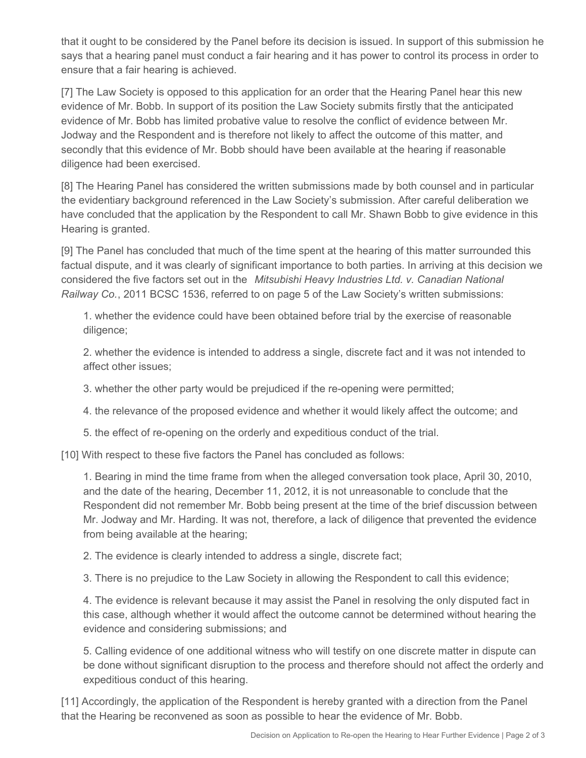that it ought to be considered by the Panel before its decision is issued. In support of this submission he says that a hearing panel must conduct a fair hearing and it has power to control its process in order to ensure that a fair hearing is achieved.

[7] The Law Society is opposed to this application for an order that the Hearing Panel hear this new evidence of Mr. Bobb. In support of its position the Law Society submits firstly that the anticipated evidence of Mr. Bobb has limited probative value to resolve the conflict of evidence between Mr. Jodway and the Respondent and is therefore not likely to affect the outcome of this matter, and secondly that this evidence of Mr. Bobb should have been available at the hearing if reasonable diligence had been exercised.

[8] The Hearing Panel has considered the written submissions made by both counsel and in particular the evidentiary background referenced in the Law Society's submission. After careful deliberation we have concluded that the application by the Respondent to call Mr. Shawn Bobb to give evidence in this Hearing is granted.

[9] The Panel has concluded that much of the time spent at the hearing of this matter surrounded this factual dispute, and it was clearly of significant importance to both parties. In arriving at this decision we considered the five factors set out in the *Mitsubishi Heavy Industries Ltd. v. Canadian National Railway Co.*, 2011 BCSC 1536, referred to on page 5 of the Law Society's written submissions:

1. whether the evidence could have been obtained before trial by the exercise of reasonable diligence;
2. whether the evidence is intended to address a single, discrete fact and it was not intended to affect other issues;
3. whether the other party would be prejudiced if the re-opening were permitted;
4. the relevance of the proposed evidence and whether it would likely affect the outcome; and
5. the effect of re-opening on the orderly and expeditious conduct of the trial.

[10] With respect to these five factors the Panel has concluded as follows:

1. Bearing in mind the time frame from when the alleged conversation took place, April 30, 2010, and the date of the hearing, December 11, 2012, it is not unreasonable to conclude that the Respondent did not remember Mr. Bobb being present at the time of the brief discussion between Mr. Jodway and Mr. Harding. It was not, therefore, a lack of diligence that prevented the evidence from being available at the hearing;
2. The evidence is clearly intended to address a single, discrete fact;
3. There is no prejudice to the Law Society in allowing the Respondent to call this evidence;
4. The evidence is relevant because it may assist the Panel in resolving the only disputed fact in this case, although whether it would affect the outcome cannot be determined without hearing the evidence and considering submissions; and
5. Calling evidence of one additional witness who will testify on one discrete matter in dispute can be done without significant disruption to the process and therefore should not affect the orderly and expeditious conduct of this hearing.

[11] Accordingly, the application of the Respondent is hereby granted with a direction from the Panel that the Hearing be reconvened as soon as possible to hear the evidence of Mr. Bobb.